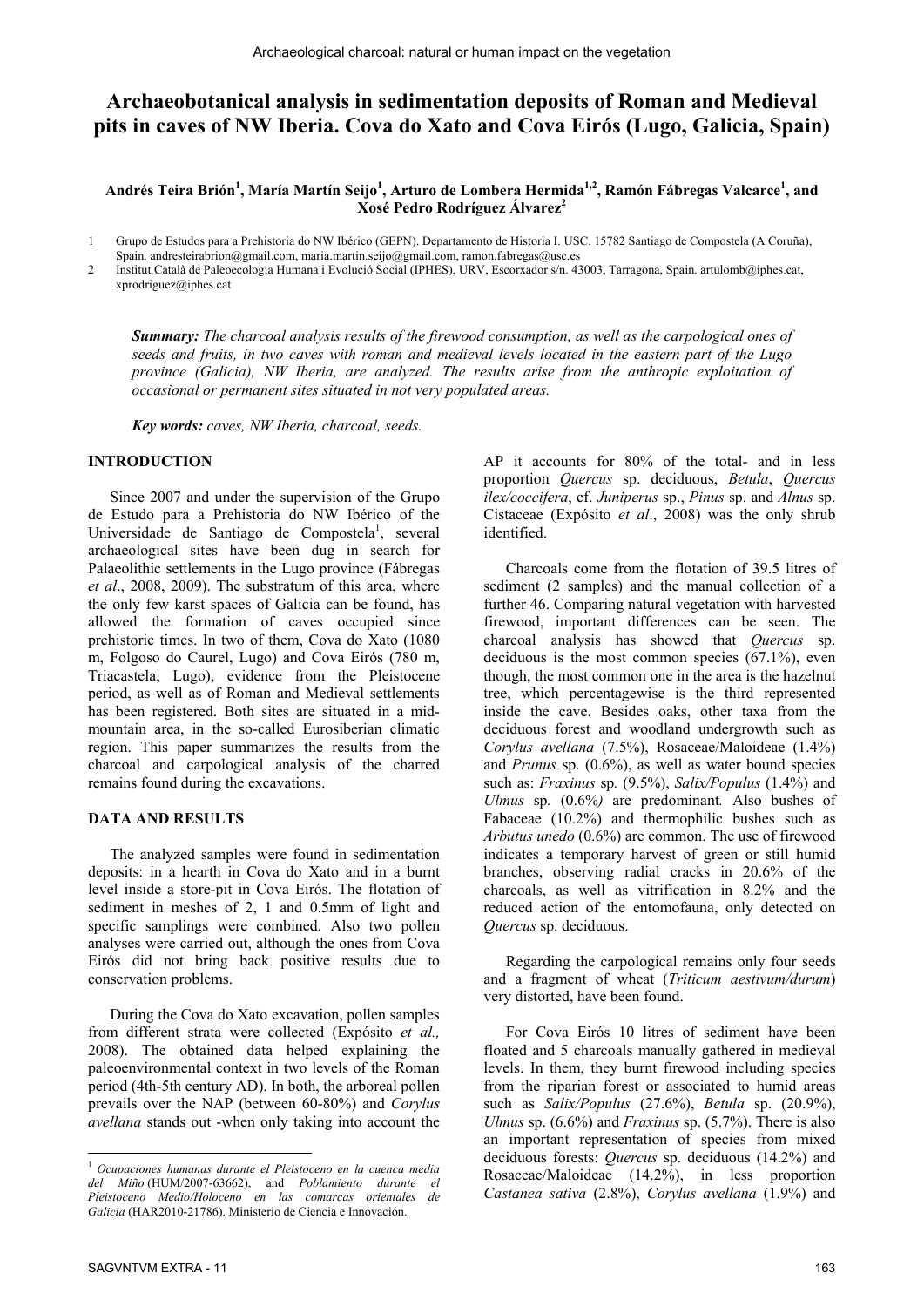# Archaeobotanical analysis in sedimentation deposits of Roman and Medieval pits in caves of NW Iberia. Cova do Xato and Cova Eirós (Lugo, Galicia, Spain)

**Andrés Teira Brión[1], María Martín Seijo[1], Arturo de Lombera Hermida[1,2], Ramón Fábregas Valcarce[1], and Xosé Pedro Rodríguez Álvarez[2]**

1 Grupo de Estudos para a Prehistoria do NW Ibérico (GEPN). Departamento de Historia I. USC. 15782 Santiago de Compostela (A Coruña), Spain. andresteirabrion@gmail.com, maria.martin.seijo@gmail.com, ramon.fabregas@usc.es

2 Institut Català de Paleoecologia Humana i Evolució Social (IPHES), URV, Escorxador s/n. 43003, Tarragona, Spain. artulomb@iphes.cat, xprodriguez@iphes.cat

***Summary:*** *The charcoal analysis results of the firewood consumption, as well as the carpological ones of seeds and fruits, in two caves with roman and medieval levels located in the eastern part of the Lugo province (Galicia), NW Iberia, are analyzed. The results arise from the anthropic exploitation of occasional or permanent sites situated in not very populated areas.*

***Key words:*** *caves, NW Iberia, charcoal, seeds.*

## INTRODUCTION

Since 2007 and under the supervision of the Grupo de Estudo para a Prehistoria do NW Ibérico of the Universidade de Santiago de Compostela[1], several archaeological sites have been dug in search for Palaeolithic settlements in the Lugo province (Fábregas *et al*., 2008, 2009). The substratum of this area, where the only few karst spaces of Galicia can be found, has allowed the formation of caves occupied since prehistoric times. In two of them, Cova do Xato (1080 m, Folgoso do Caurel, Lugo) and Cova Eirós (780 m, Triacastela, Lugo), evidence from the Pleistocene period, as well as of Roman and Medieval settlements has been registered. Both sites are situated in a mid-mountain area, in the so-called Eurosiberian climatic region. This paper summarizes the results from the charcoal and carpological analysis of the charred remains found during the excavations.

## DATA AND RESULTS

The analyzed samples were found in sedimentation deposits: in a hearth in Cova do Xato and in a burnt level inside a store-pit in Cova Eirós. The flotation of sediment in meshes of 2, 1 and 0.5mm of light and specific samplings were combined. Also two pollen analyses were carried out, although the ones from Cova Eirós did not bring back positive results due to conservation problems.

During the Cova do Xato excavation, pollen samples from different strata were collected (Expósito *et al.,* 2008). The obtained data helped explaining the paleoenvironmental context in two levels of the Roman period (4th-5th century AD). In both, the arboreal pollen prevails over the NAP (between 60-80%) and *Corylus avellana* stands out -when only taking into account the AP it accounts for 80% of the total- and in less proportion *Quercus* sp. deciduous, *Betula*, *Quercus ilex/coccifera*, cf. *Juniperus* sp., *Pinus* sp. and *Alnus* sp. Cistaceae (Expósito *et al*., 2008) was the only shrub identified.

Charcoals come from the flotation of 39.5 litres of sediment (2 samples) and the manual collection of a further 46. Comparing natural vegetation with harvested firewood, important differences can be seen. The charcoal analysis has showed that *Quercus* sp. deciduous is the most common species (67.1%), even though, the most common one in the area is the hazelnut tree, which percentagewise is the third represented inside the cave. Besides oaks, other taxa from the deciduous forest and woodland undergrowth such as *Corylus avellana* (7.5%), Rosaceae/Maloideae (1.4%) and *Prunus* sp. (0.6%), as well as water bound species such as: *Fraxinus* sp. (9.5%), *Salix/Populus* (1.4%) and *Ulmus* sp. (0.6%) are predominant. Also bushes of Fabaceae (10.2%) and thermophilic bushes such as *Arbutus unedo* (0.6%) are common. The use of firewood indicates a temporary harvest of green or still humid branches, observing radial cracks in 20.6% of the charcoals, as well as vitrification in 8.2% and the reduced action of the entomofauna, only detected on *Quercus* sp. deciduous.

Regarding the carpological remains only four seeds and a fragment of wheat (*Triticum aestivum/durum*) very distorted, have been found.

For Cova Eirós 10 litres of sediment have been floated and 5 charcoals manually gathered in medieval levels. In them, they burnt firewood including species from the riparian forest or associated to humid areas such as *Salix/Populus* (27.6%), *Betula* sp. (20.9%), *Ulmus* sp. (6.6%) and *Fraxinus* sp. (5.7%). There is also an important representation of species from mixed deciduous forests: *Quercus* sp. deciduous (14.2%) and Rosaceae/Maloideae (14.2%), in less proportion *Castanea sativa* (2.8%), *Corylus avellana* (1.9%) and

[1] *Ocupaciones humanas durante el Pleistoceno en la cuenca media del Miño* (HUM/2007-63662), and *Poblamiento durante el Pleistoceno Medio/Holoceno en las comarcas orientales de Galicia* (HAR2010-21786). Ministerio de Ciencia e Innovación.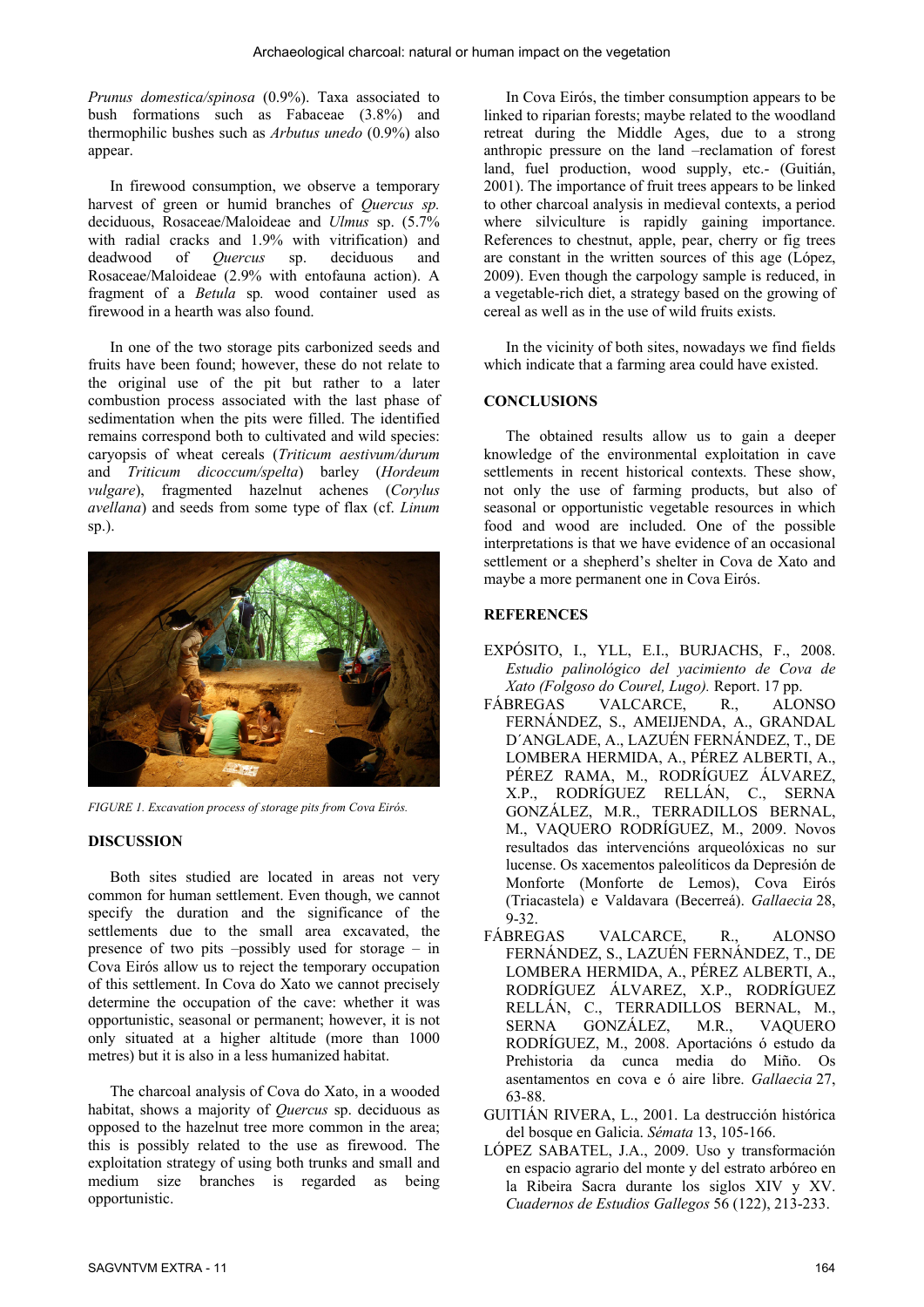*Prunus domestica/spinosa* (0.9%). Taxa associated to bush formations such as Fabaceae (3.8%) and thermophilic bushes such as *Arbutus unedo* (0.9%) also appear.

In firewood consumption, we observe a temporary harvest of green or humid branches of *Quercus sp.* deciduous, Rosaceae/Maloideae and *Ulmus* sp. (5.7% with radial cracks and 1.9% with vitrification) and deadwood of *Quercus* sp. deciduous and Rosaceae/Maloideae (2.9% with entofauna action). A fragment of a *Betula* sp*.* wood container used as firewood in a hearth was also found.

In one of the two storage pits carbonized seeds and fruits have been found; however, these do not relate to the original use of the pit but rather to a later combustion process associated with the last phase of sedimentation when the pits were filled. The identified remains correspond both to cultivated and wild species: caryopsis of wheat cereals (*Triticum aestivum/durum* and *Triticum dicoccum/spelta*) barley (*Hordeum vulgare*), fragmented hazelnut achenes (*Corylus avellana*) and seeds from some type of flax (cf. *Linum* sp.).

*FIGURE 1. Excavation process of storage pits from Cova Eirós.*

## DISCUSSION

Both sites studied are located in areas not very common for human settlement. Even though, we cannot specify the duration and the significance of the settlements due to the small area excavated, the presence of two pits –possibly used for storage – in Cova Eirós allow us to reject the temporary occupation of this settlement. In Cova do Xato we cannot precisely determine the occupation of the cave: whether it was opportunistic, seasonal or permanent; however, it is not only situated at a higher altitude (more than 1000 metres) but it is also in a less humanized habitat.

The charcoal analysis of Cova do Xato, in a wooded habitat, shows a majority of *Quercus* sp. deciduous as opposed to the hazelnut tree more common in the area; this is possibly related to the use as firewood. The exploitation strategy of using both trunks and small and medium size branches is regarded as being opportunistic.

In Cova Eirós, the timber consumption appears to be linked to riparian forests; maybe related to the woodland retreat during the Middle Ages, due to a strong anthropic pressure on the land –reclamation of forest land, fuel production, wood supply, etc.- (Guitián, 2001). The importance of fruit trees appears to be linked to other charcoal analysis in medieval contexts, a period where silviculture is rapidly gaining importance. References to chestnut, apple, pear, cherry or fig trees are constant in the written sources of this age (López, 2009). Even though the carpology sample is reduced, in a vegetable-rich diet, a strategy based on the growing of cereal as well as in the use of wild fruits exists.

In the vicinity of both sites, nowadays we find fields which indicate that a farming area could have existed.

## CONCLUSIONS

The obtained results allow us to gain a deeper knowledge of the environmental exploitation in cave settlements in recent historical contexts. These show, not only the use of farming products, but also of seasonal or opportunistic vegetable resources in which food and wood are included. One of the possible interpretations is that we have evidence of an occasional settlement or a shepherd's shelter in Cova de Xato and maybe a more permanent one in Cova Eirós.

## REFERENCES

EXPÓSITO, I., YLL, E.I., BURJACHS, F., 2008. *Estudio palinológico del yacimiento de Cova de Xato (Folgoso do Courel, Lugo).* Report. 17 pp.

FÁBREGAS VALCARCE, R., ALONSO FERNÁNDEZ, S., AMEIJENDA, A., GRANDAL D´ANGLADE, A., LAZUÉN FERNÁNDEZ, T., DE LOMBERA HERMIDA, A., PÉREZ ALBERTI, A., PÉREZ RAMA, M., RODRÍGUEZ ÁLVAREZ, X.P., RODRÍGUEZ RELLÁN, C., SERNA GONZÁLEZ, M.R., TERRADILLOS BERNAL, M., VAQUERO RODRÍGUEZ, M., 2009. Novos resultados das intervencións arqueolóxicas no sur lucense. Os xacementos paleolíticos da Depresión de Monforte (Monforte de Lemos), Cova Eirós (Triacastela) e Valdavara (Becerreá). *Gallaecia* 28, 9-32.

FÁBREGAS VALCARCE, R., ALONSO FERNÁNDEZ, S., LAZUÉN FERNÁNDEZ, T., DE LOMBERA HERMIDA, A., PÉREZ ALBERTI, A., RODRÍGUEZ ÁLVAREZ, X.P., RODRÍGUEZ RELLÁN, C., TERRADILLOS BERNAL, M., SERNA GONZÁLEZ, M.R., VAQUERO RODRÍGUEZ, M., 2008. Aportacións ó estudo da Prehistoria da cunca media do Miño. Os asentamentos en cova e ó aire libre. *Gallaecia* 27, 63-88.

GUITIÁN RIVERA, L., 2001. La destrucción histórica del bosque en Galicia. *Sémata* 13, 105-166.

LÓPEZ SABATEL, J.A., 2009. Uso y transformación en espacio agrario del monte y del estrato arbóreo en la Ribeira Sacra durante los siglos XIV y XV. *Cuadernos de Estudios Gallegos* 56 (122), 213-233.